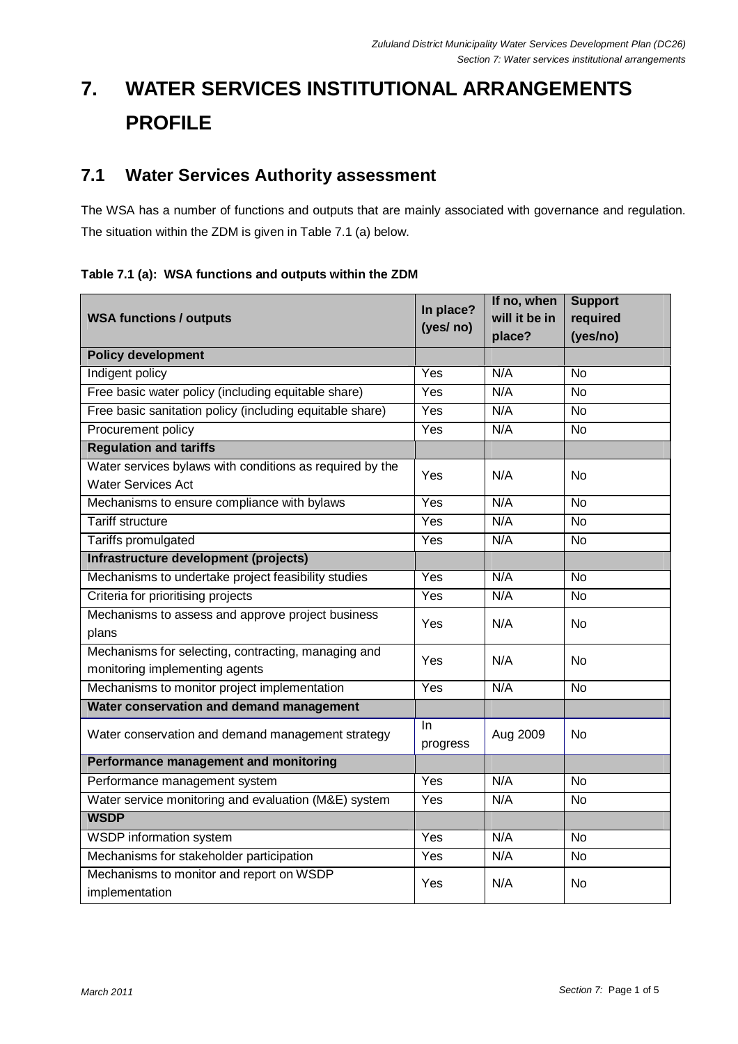# 7. WATER SERVICES INSTITUTIONAL ARRANGEMENTS PROFILE

## 7.1 Water Services Authority assessment

The WSA has a number of functions and outputs that are mainly associated with governance and regulation. The situation within the ZDM is given in Table 7.1 (a) below.

**Table 7.1 (a): WSA functions and outputs within the ZDM**

| WSA functions / outputs | In place? (yes/ no) | If no, when will it be in place? | Support required (yes/no) |
|---|---|---|---|
| **Policy development** | | | |
| Indigent policy | Yes | N/A | No |
| Free basic water policy (including equitable share) | Yes | N/A | No |
| Free basic sanitation policy (including equitable share) | Yes | N/A | No |
| Procurement policy | Yes | N/A | No |
| **Regulation and tariffs** | | | |
| Water services bylaws with conditions as required by the Water Services Act | Yes | N/A | No |
| Mechanisms to ensure compliance with bylaws | Yes | N/A | No |
| Tariff structure | Yes | N/A | No |
| Tariffs promulgated | Yes | N/A | No |
| **Infrastructure development (projects)** | | | |
| Mechanisms to undertake project feasibility studies | Yes | N/A | No |
| Criteria for prioritising projects | Yes | N/A | No |
| Mechanisms to assess and approve project business plans | Yes | N/A | No |
| Mechanisms for selecting, contracting, managing and monitoring implementing agents | Yes | N/A | No |
| Mechanisms to monitor project implementation | Yes | N/A | No |
| **Water conservation and demand management** | | | |
| Water conservation and demand management strategy | In progress | Aug 2009 | No |
| **Performance management and monitoring** | | | |
| Performance management system | Yes | N/A | No |
| Water service monitoring and evaluation (M&E) system | Yes | N/A | No |
| **WSDP** | | | |
| WSDP information system | Yes | N/A | No |
| Mechanisms for stakeholder participation | Yes | N/A | No |
| Mechanisms to monitor and report on WSDP implementation | Yes | N/A | No |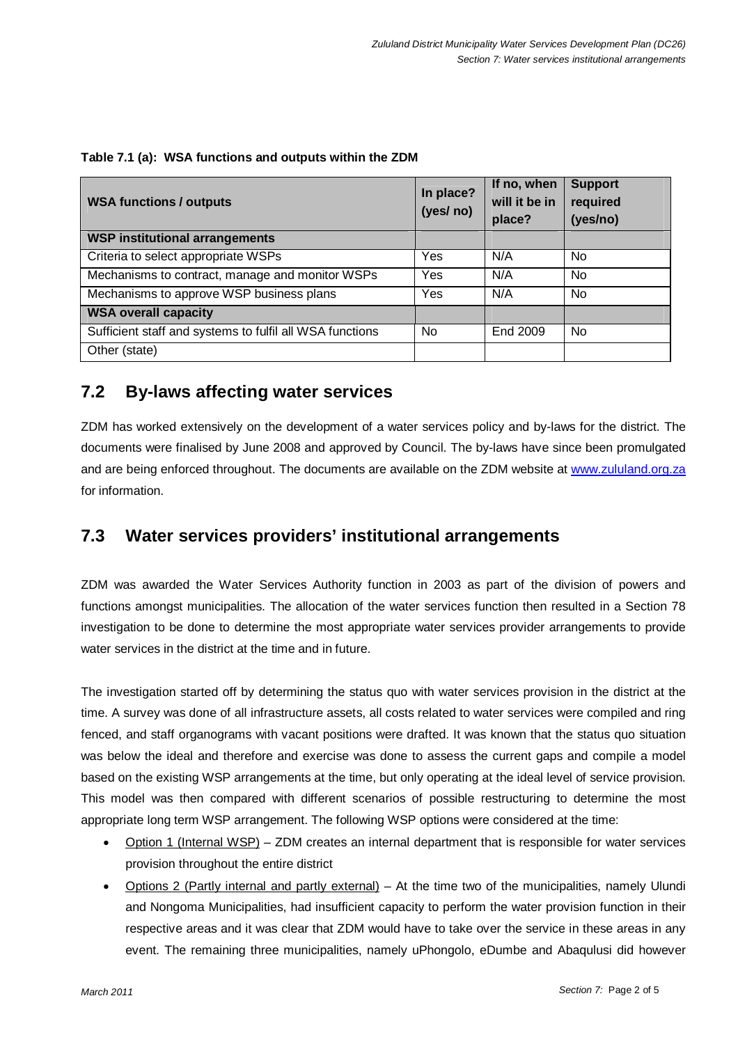**Table 7.1 (a): WSA functions and outputs within the ZDM**

| WSA functions / outputs | In place? (yes/ no) | If no, when will it be in place? | Support required (yes/no) |
|---|---|---|---|
| **WSP institutional arrangements** | | | |
| Criteria to select appropriate WSPs | Yes | N/A | No |
| Mechanisms to contract, manage and monitor WSPs | Yes | N/A | No |
| Mechanisms to approve WSP business plans | Yes | N/A | No |
| **WSA overall capacity** | | | |
| Sufficient staff and systems to fulfil all WSA functions | No | End 2009 | No |
| Other (state) | | | |

## 7.2 By-laws affecting water services

ZDM has worked extensively on the development of a water services policy and by-laws for the district. The documents were finalised by June 2008 and approved by Council. The by-laws have since been promulgated and are being enforced throughout. The documents are available on the ZDM website at www.zululand.org.za for information.

## 7.3 Water services providers' institutional arrangements

ZDM was awarded the Water Services Authority function in 2003 as part of the division of powers and functions amongst municipalities. The allocation of the water services function then resulted in a Section 78 investigation to be done to determine the most appropriate water services provider arrangements to provide water services in the district at the time and in future.

The investigation started off by determining the status quo with water services provision in the district at the time. A survey was done of all infrastructure assets, all costs related to water services were compiled and ring fenced, and staff organograms with vacant positions were drafted. It was known that the status quo situation was below the ideal and therefore and exercise was done to assess the current gaps and compile a model based on the existing WSP arrangements at the time, but only operating at the ideal level of service provision. This model was then compared with different scenarios of possible restructuring to determine the most appropriate long term WSP arrangement. The following WSP options were considered at the time:

- Option 1 (Internal WSP) – ZDM creates an internal department that is responsible for water services provision throughout the entire district
- Options 2 (Partly internal and partly external) – At the time two of the municipalities, namely Ulundi and Nongoma Municipalities, had insufficient capacity to perform the water provision function in their respective areas and it was clear that ZDM would have to take over the service in these areas in any event. The remaining three municipalities, namely uPhongolo, eDumbe and Abaqulusi did however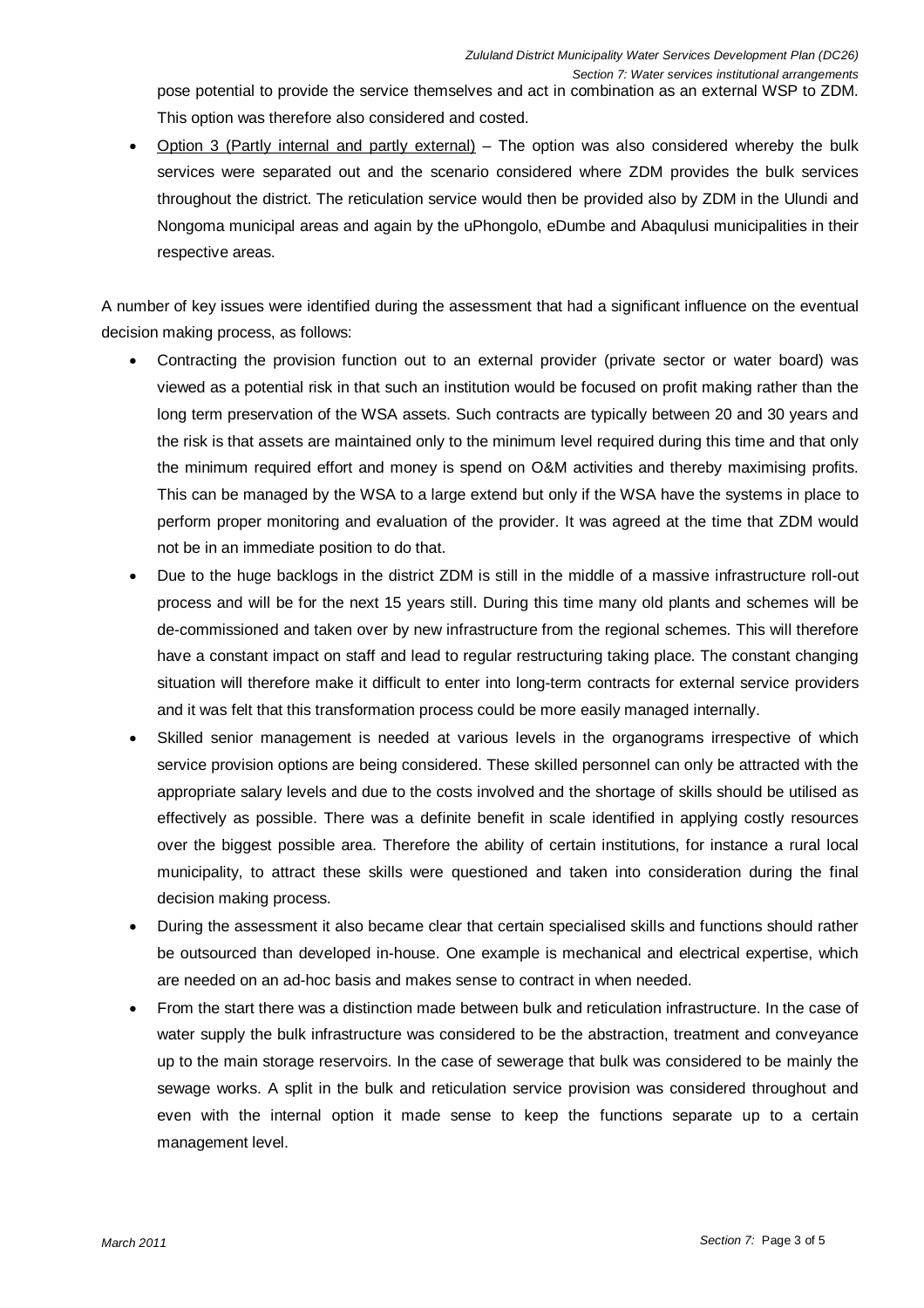pose potential to provide the service themselves and act in combination as an external WSP to ZDM. This option was therefore also considered and costed.

- Option 3 (Partly internal and partly external) – The option was also considered whereby the bulk services were separated out and the scenario considered where ZDM provides the bulk services throughout the district. The reticulation service would then be provided also by ZDM in the Ulundi and Nongoma municipal areas and again by the uPhongolo, eDumbe and Abaqulusi municipalities in their respective areas.

A number of key issues were identified during the assessment that had a significant influence on the eventual decision making process, as follows:

- Contracting the provision function out to an external provider (private sector or water board) was viewed as a potential risk in that such an institution would be focused on profit making rather than the long term preservation of the WSA assets. Such contracts are typically between 20 and 30 years and the risk is that assets are maintained only to the minimum level required during this time and that only the minimum required effort and money is spend on O&M activities and thereby maximising profits. This can be managed by the WSA to a large extend but only if the WSA have the systems in place to perform proper monitoring and evaluation of the provider. It was agreed at the time that ZDM would not be in an immediate position to do that.
- Due to the huge backlogs in the district ZDM is still in the middle of a massive infrastructure roll-out process and will be for the next 15 years still. During this time many old plants and schemes will be de-commissioned and taken over by new infrastructure from the regional schemes. This will therefore have a constant impact on staff and lead to regular restructuring taking place. The constant changing situation will therefore make it difficult to enter into long-term contracts for external service providers and it was felt that this transformation process could be more easily managed internally.
- Skilled senior management is needed at various levels in the organograms irrespective of which service provision options are being considered. These skilled personnel can only be attracted with the appropriate salary levels and due to the costs involved and the shortage of skills should be utilised as effectively as possible. There was a definite benefit in scale identified in applying costly resources over the biggest possible area. Therefore the ability of certain institutions, for instance a rural local municipality, to attract these skills were questioned and taken into consideration during the final decision making process.
- During the assessment it also became clear that certain specialised skills and functions should rather be outsourced than developed in-house. One example is mechanical and electrical expertise, which are needed on an ad-hoc basis and makes sense to contract in when needed.
- From the start there was a distinction made between bulk and reticulation infrastructure. In the case of water supply the bulk infrastructure was considered to be the abstraction, treatment and conveyance up to the main storage reservoirs. In the case of sewerage that bulk was considered to be mainly the sewage works. A split in the bulk and reticulation service provision was considered throughout and even with the internal option it made sense to keep the functions separate up to a certain management level.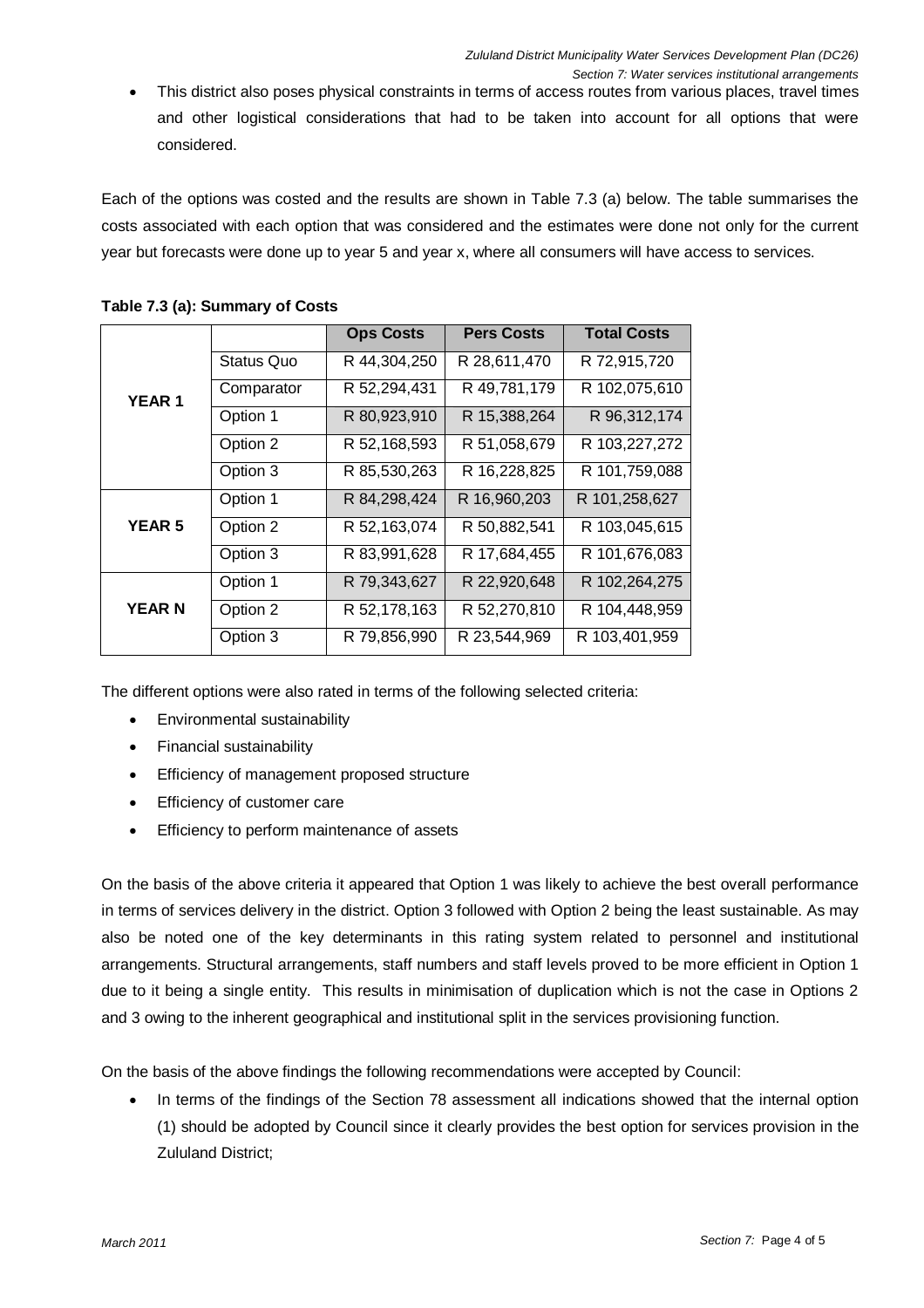- This district also poses physical constraints in terms of access routes from various places, travel times and other logistical considerations that had to be taken into account for all options that were considered.

Each of the options was costed and the results are shown in Table 7.3 (a) below. The table summarises the costs associated with each option that was considered and the estimates were done not only for the current year but forecasts were done up to year 5 and year x, where all consumers will have access to services.

**Table 7.3 (a): Summary of Costs**

| | | Ops Costs | Pers Costs | Total Costs |
|---|---|---|---|---|
| **YEAR 1** | Status Quo | R 44,304,250 | R 28,611,470 | R 72,915,720 |
| | Comparator | R 52,294,431 | R 49,781,179 | R 102,075,610 |
| | Option 1 | R 80,923,910 | R 15,388,264 | R 96,312,174 |
| | Option 2 | R 52,168,593 | R 51,058,679 | R 103,227,272 |
| | Option 3 | R 85,530,263 | R 16,228,825 | R 101,759,088 |
| **YEAR 5** | Option 1 | R 84,298,424 | R 16,960,203 | R 101,258,627 |
| | Option 2 | R 52,163,074 | R 50,882,541 | R 103,045,615 |
| | Option 3 | R 83,991,628 | R 17,684,455 | R 101,676,083 |
| **YEAR N** | Option 1 | R 79,343,627 | R 22,920,648 | R 102,264,275 |
| | Option 2 | R 52,178,163 | R 52,270,810 | R 104,448,959 |
| | Option 3 | R 79,856,990 | R 23,544,969 | R 103,401,959 |

The different options were also rated in terms of the following selected criteria:

- Environmental sustainability
- Financial sustainability
- Efficiency of management proposed structure
- Efficiency of customer care
- Efficiency to perform maintenance of assets

On the basis of the above criteria it appeared that Option 1 was likely to achieve the best overall performance in terms of services delivery in the district. Option 3 followed with Option 2 being the least sustainable. As may also be noted one of the key determinants in this rating system related to personnel and institutional arrangements. Structural arrangements, staff numbers and staff levels proved to be more efficient in Option 1 due to it being a single entity. This results in minimisation of duplication which is not the case in Options 2 and 3 owing to the inherent geographical and institutional split in the services provisioning function.

On the basis of the above findings the following recommendations were accepted by Council:

- In terms of the findings of the Section 78 assessment all indications showed that the internal option (1) should be adopted by Council since it clearly provides the best option for services provision in the Zululand District;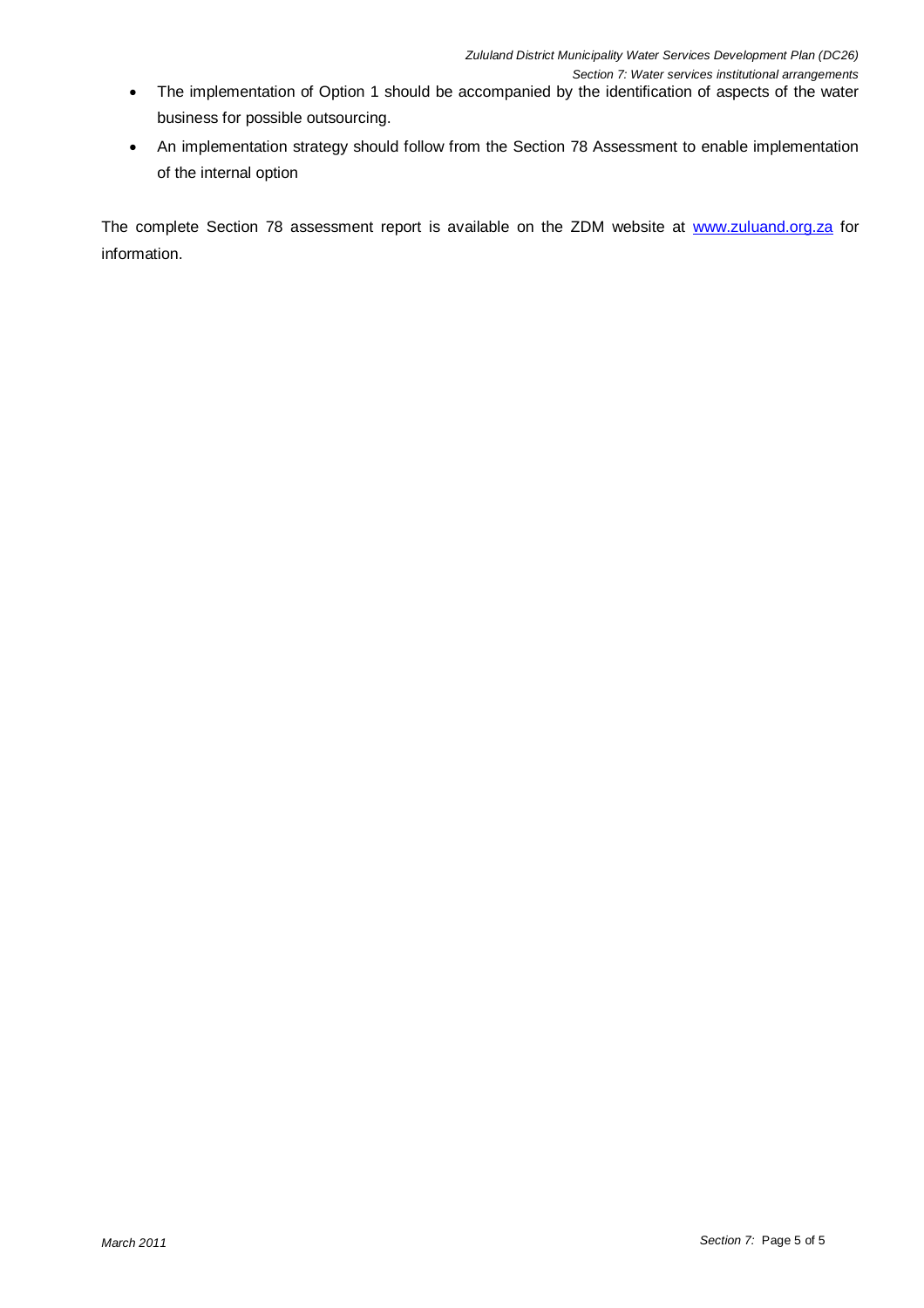- The implementation of Option 1 should be accompanied by the identification of aspects of the water business for possible outsourcing.
- An implementation strategy should follow from the Section 78 Assessment to enable implementation of the internal option

The complete Section 78 assessment report is available on the ZDM website at www.zululand.org.za for information.